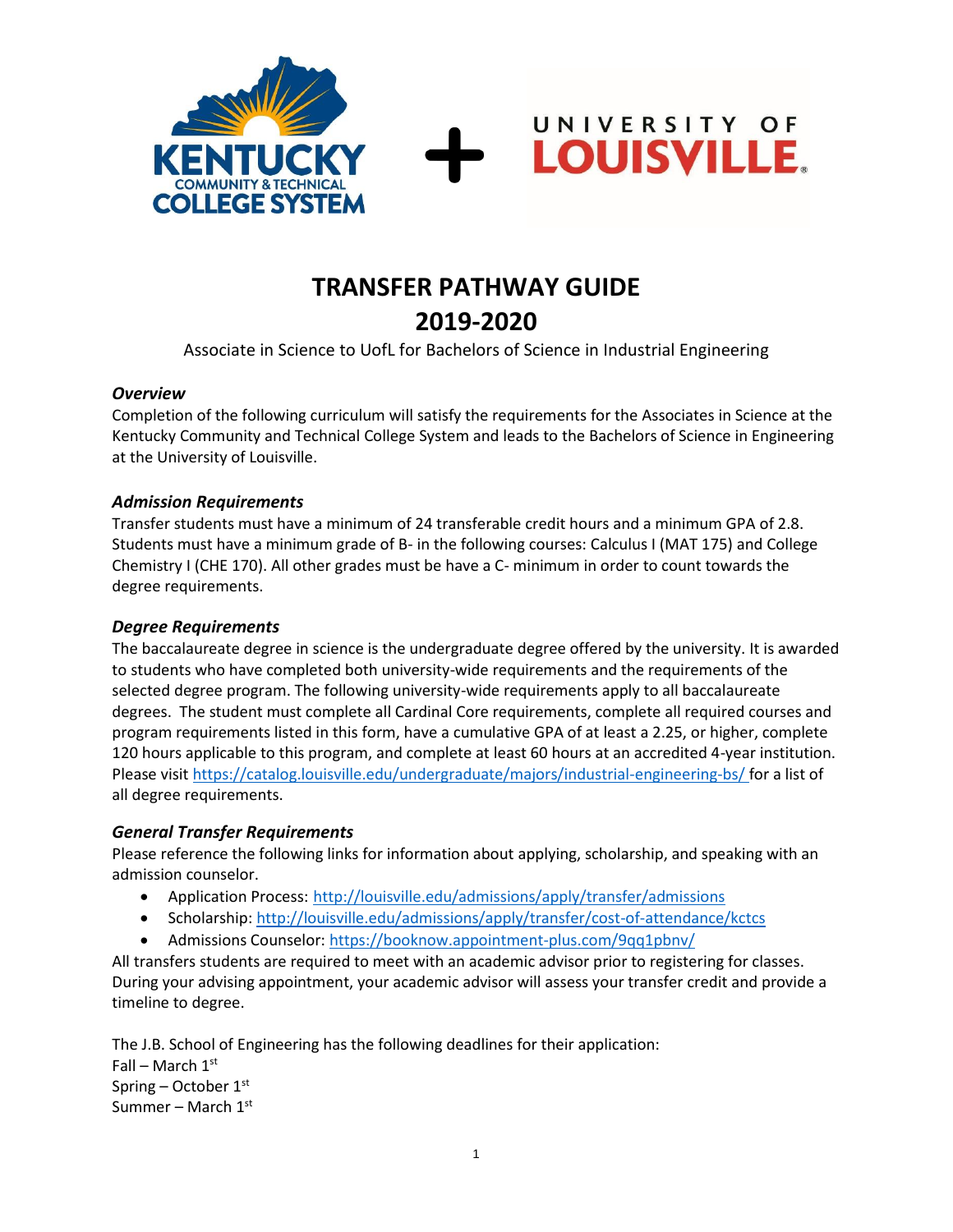# TRANSFER PATHWAY GUIDE
# 2019-2020

Associate in Science to UofL for Bachelors of Science in Industrial Engineering

### *Overview*

Completion of the following curriculum will satisfy the requirements for the Associates in Science at the Kentucky Community and Technical College System and leads to the Bachelors of Science in Engineering at the University of Louisville.

### *Admission Requirements*

Transfer students must have a minimum of 24 transferable credit hours and a minimum GPA of 2.8. Students must have a minimum grade of B- in the following courses: Calculus I (MAT 175) and College Chemistry I (CHE 170). All other grades must be have a C- minimum in order to count towards the degree requirements.

### *Degree Requirements*

The baccalaureate degree in science is the undergraduate degree offered by the university. It is awarded to students who have completed both university-wide requirements and the requirements of the selected degree program. The following university-wide requirements apply to all baccalaureate degrees. The student must complete all Cardinal Core requirements, complete all required courses and program requirements listed in this form, have a cumulative GPA of at least a 2.25, or higher, complete 120 hours applicable to this program, and complete at least 60 hours at an accredited 4-year institution. Please visit https://catalog.louisville.edu/undergraduate/majors/industrial-engineering-bs/ for a list of all degree requirements.

### *General Transfer Requirements*

Please reference the following links for information about applying, scholarship, and speaking with an admission counselor.

- Application Process: http://louisville.edu/admissions/apply/transfer/admissions
- Scholarship: http://louisville.edu/admissions/apply/transfer/cost-of-attendance/kctcs
- Admissions Counselor: https://booknow.appointment-plus.com/9qq1pbnv/

All transfers students are required to meet with an academic advisor prior to registering for classes. During your advising appointment, your academic advisor will assess your transfer credit and provide a timeline to degree.

The J.B. School of Engineering has the following deadlines for their application:
Fall – March 1st
Spring – October 1st
Summer – March 1st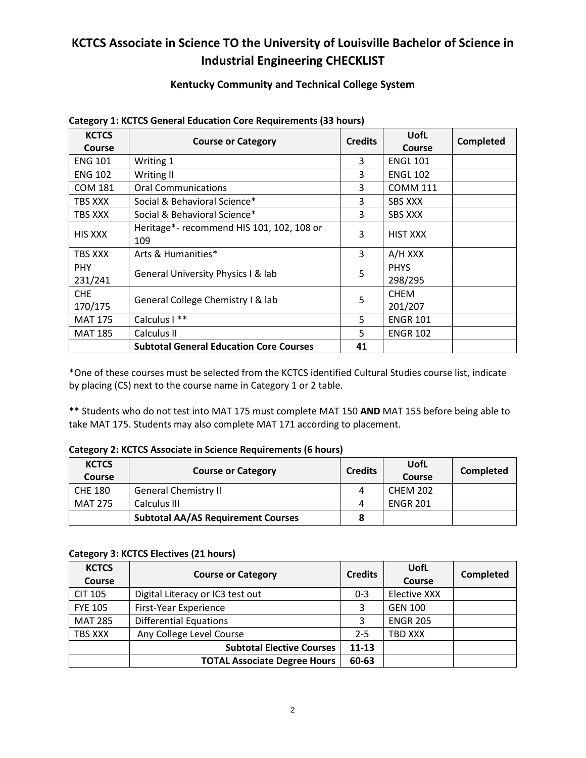# KCTCS Associate in Science TO the University of Louisville Bachelor of Science in Industrial Engineering CHECKLIST

### Kentucky Community and Technical College System

**Category 1: KCTCS General Education Core Requirements (33 hours)**

| KCTCS Course | Course or Category | Credits | UofL Course | Completed |
|---|---|---|---|---|
| ENG 101 | Writing 1 | 3 | ENGL 101 | |
| ENG 102 | Writing II | 3 | ENGL 102 | |
| COM 181 | Oral Communications | 3 | COMM 111 | |
| TBS XXX | Social & Behavioral Science* | 3 | SBS XXX | |
| TBS XXX | Social & Behavioral Science* | 3 | SBS XXX | |
| HIS XXX | Heritage*- recommend HIS 101, 102, 108 or 109 | 3 | HIST XXX | |
| TBS XXX | Arts & Humanities* | 3 | A/H XXX | |
| PHY 231/241 | General University Physics I & lab | 5 | PHYS 298/295 | |
| CHE 170/175 | General College Chemistry I & lab | 5 | CHEM 201/207 | |
| MAT 175 | Calculus I ** | 5 | ENGR 101 | |
| MAT 185 | Calculus II | 5 | ENGR 102 | |
| | **Subtotal General Education Core Courses** | **41** | | |

*One of these courses must be selected from the KCTCS identified Cultural Studies course list, indicate by placing (CS) next to the course name in Category 1 or 2 table.

** Students who do not test into MAT 175 must complete MAT 150 **AND** MAT 155 before being able to take MAT 175. Students may also complete MAT 171 according to placement.

**Category 2: KCTCS Associate in Science Requirements (6 hours)**

| KCTCS Course | Course or Category | Credits | UofL Course | Completed |
|---|---|---|---|---|
| CHE 180 | General Chemistry II | 4 | CHEM 202 | |
| MAT 275 | Calculus III | 4 | ENGR 201 | |
| | **Subtotal AA/AS Requirement Courses** | **8** | | |

**Category 3: KCTCS Electives (21 hours)**

| KCTCS Course | Course or Category | Credits | UofL Course | Completed |
|---|---|---|---|---|
| CIT 105 | Digital Literacy or IC3 test out | 0-3 | Elective XXX | |
| FYE 105 | First-Year Experience | 3 | GEN 100 | |
| MAT 285 | Differential Equations | 3 | ENGR 205 | |
| TBS XXX | Any College Level Course | 2-5 | TBD XXX | |
| | **Subtotal Elective Courses** | **11-13** | | |
| | **TOTAL Associate Degree Hours** | **60-63** | | |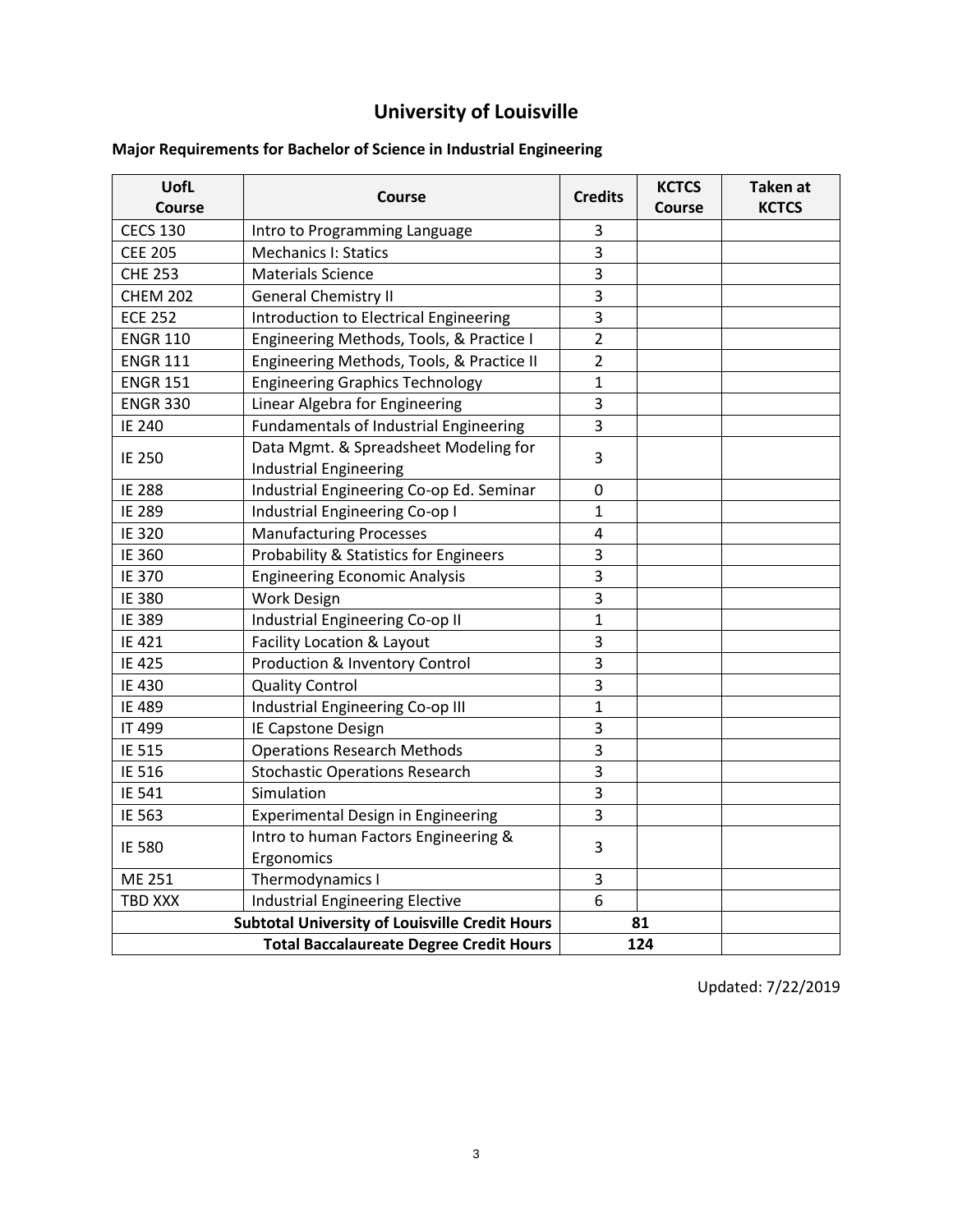# University of Louisville

**Major Requirements for Bachelor of Science in Industrial Engineering**

| UofL Course | Course | Credits | KCTCS Course | Taken at KCTCS |
|---|---|---|---|---|
| CECS 130 | Intro to Programming Language | 3 | | |
| CEE 205 | Mechanics I: Statics | 3 | | |
| CHE 253 | Materials Science | 3 | | |
| CHEM 202 | General Chemistry II | 3 | | |
| ECE 252 | Introduction to Electrical Engineering | 3 | | |
| ENGR 110 | Engineering Methods, Tools, & Practice I | 2 | | |
| ENGR 111 | Engineering Methods, Tools, & Practice II | 2 | | |
| ENGR 151 | Engineering Graphics Technology | 1 | | |
| ENGR 330 | Linear Algebra for Engineering | 3 | | |
| IE 240 | Fundamentals of Industrial Engineering | 3 | | |
| IE 250 | Data Mgmt. & Spreadsheet Modeling for Industrial Engineering | 3 | | |
| IE 288 | Industrial Engineering Co-op Ed. Seminar | 0 | | |
| IE 289 | Industrial Engineering Co-op I | 1 | | |
| IE 320 | Manufacturing Processes | 4 | | |
| IE 360 | Probability & Statistics for Engineers | 3 | | |
| IE 370 | Engineering Economic Analysis | 3 | | |
| IE 380 | Work Design | 3 | | |
| IE 389 | Industrial Engineering Co-op II | 1 | | |
| IE 421 | Facility Location & Layout | 3 | | |
| IE 425 | Production & Inventory Control | 3 | | |
| IE 430 | Quality Control | 3 | | |
| IE 489 | Industrial Engineering Co-op III | 1 | | |
| IT 499 | IE Capstone Design | 3 | | |
| IE 515 | Operations Research Methods | 3 | | |
| IE 516 | Stochastic Operations Research | 3 | | |
| IE 541 | Simulation | 3 | | |
| IE 563 | Experimental Design in Engineering | 3 | | |
| IE 580 | Intro to human Factors Engineering & Ergonomics | 3 | | |
| ME 251 | Thermodynamics I | 3 | | |
| TBD XXX | Industrial Engineering Elective | 6 | | |
| **Subtotal University of Louisville Credit Hours** | | **81** | | |
| **Total Baccalaureate Degree Credit Hours** | | **124** | | |

Updated: 7/22/2019